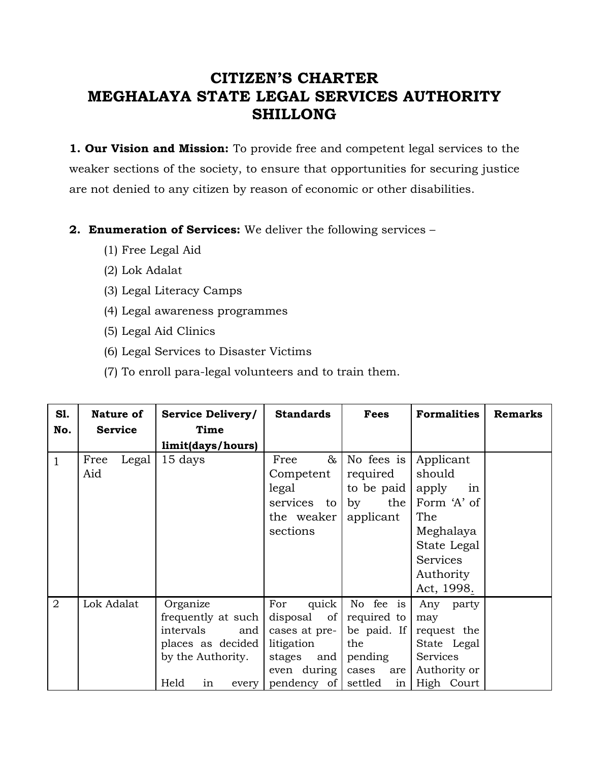# CITIZEN'S CHARTER
# MEGHALAYA STATE LEGAL SERVICES AUTHORITY
# SHILLONG

**1. Our Vision and Mission:** To provide free and competent legal services to the weaker sections of the society, to ensure that opportunities for securing justice are not denied to any citizen by reason of economic or other disabilities.

**2. Enumeration of Services:** We deliver the following services –

(1) Free Legal Aid

(2) Lok Adalat

(3) Legal Literacy Camps

(4) Legal awareness programmes

(5) Legal Aid Clinics

(6) Legal Services to Disaster Victims

(7) To enroll para-legal volunteers and to train them.

| Sl. No. | Nature of Service | Service Delivery/ Time limit(days/hours) | Standards | Fees | Formalities | Remarks |
|---|---|---|---|---|---|---|
| 1 | Free Legal Aid | 15 days | Free & Competent legal services to the weaker sections | No fees is required to be paid by the applicant | Applicant should apply in Form 'A' of The Meghalaya State Legal Services Authority Act, 1998. | |
| 2 | Lok Adalat | Organize frequently at such intervals and places as decided by the Authority.<br><br>Held in every | For quick disposal of cases at pre-litigation stages and even during pendency of | No fee is required to be paid. If the pending cases are settled in | Any party may request the State Legal Services Authority or High Court | |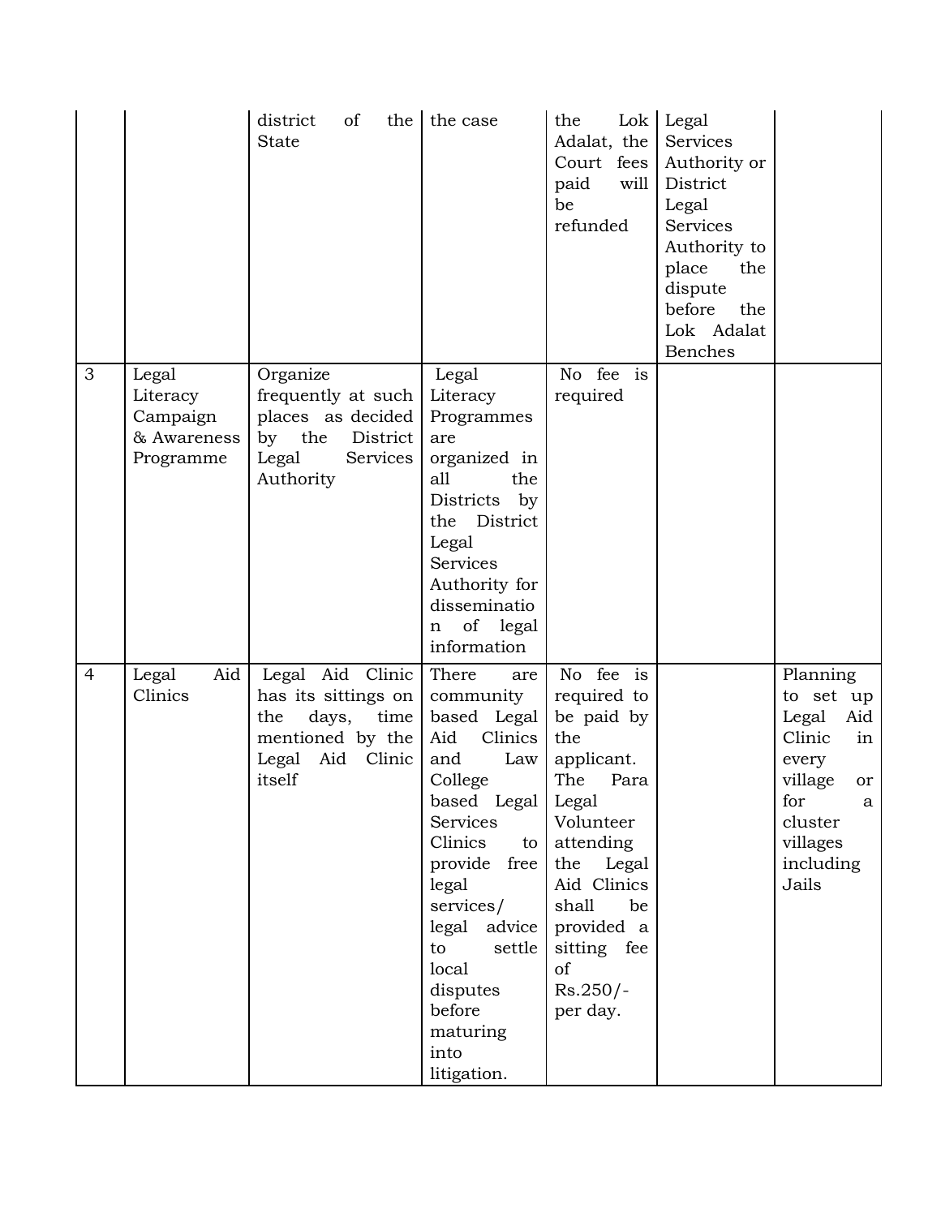| | | | | | | |
|---|---|---|---|---|---|---|
| | | district of the State | the case | the Lok Adalat, the Court fees paid will be refunded | Legal Services Authority or District Legal Services Authority to place the dispute before the Lok Adalat Benches | |
| 3 | Legal Literacy Campaign & Awareness Programme | Organize frequently at such places as decided by the District Legal Services Authority | Legal Literacy Programmes are organized in all the Districts by the District Legal Services Authority for dissemination of legal information | No fee is required | | |
| 4 | Legal Aid Clinics | Legal Aid Clinic has its sittings on the days, time mentioned by the Legal Aid Clinic itself | There are community based Legal Aid Clinics and Law College based Legal Services Clinics to provide free legal services/ legal advice to settle local disputes before maturing into litigation. | No fee is required to be paid by the applicant. The Para Legal Volunteer attending the Legal Aid Clinics shall be provided a sitting fee of Rs.250/- per day. | | Planning to set up Legal Aid Clinic in every village or for a cluster villages including Jails |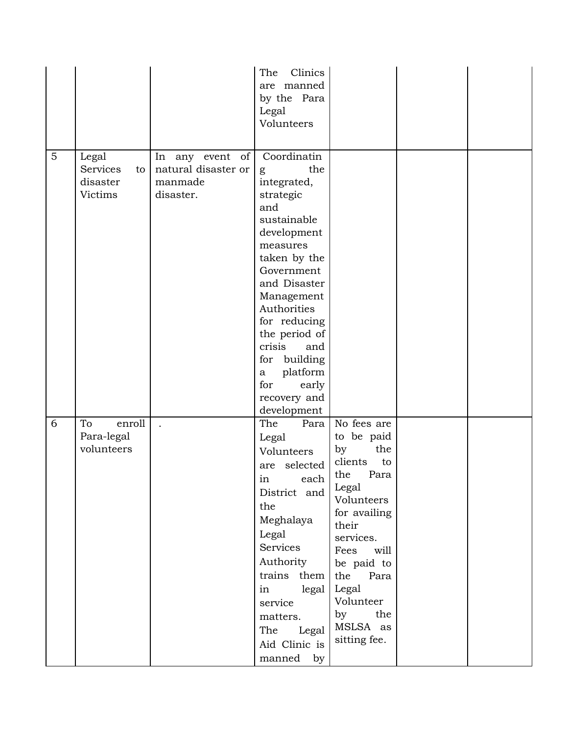| | | | | | | |
|---|---|---|---|---|---|---|
| | | | The Clinics are manned by the Para Legal Volunteers | | | |
| 5 | Legal Services to disaster Victims | In any event of natural disaster or manmade disaster. | Coordinating the integrated, strategic and sustainable development measures taken by the Government and Disaster Management Authorities for reducing the period of crisis and for building a platform for early recovery and development | | | |
| 6 | To enroll Para-legal volunteers | . | The Para Legal Volunteers are selected in each District and the Meghalaya Legal Services Authority trains them in legal service matters. The Legal Aid Clinic is manned by | No fees are to be paid by the clients to the Para Legal Volunteers for availing their services. Fees will be paid to the Para Legal Volunteer by the MSLSA as sitting fee. | | |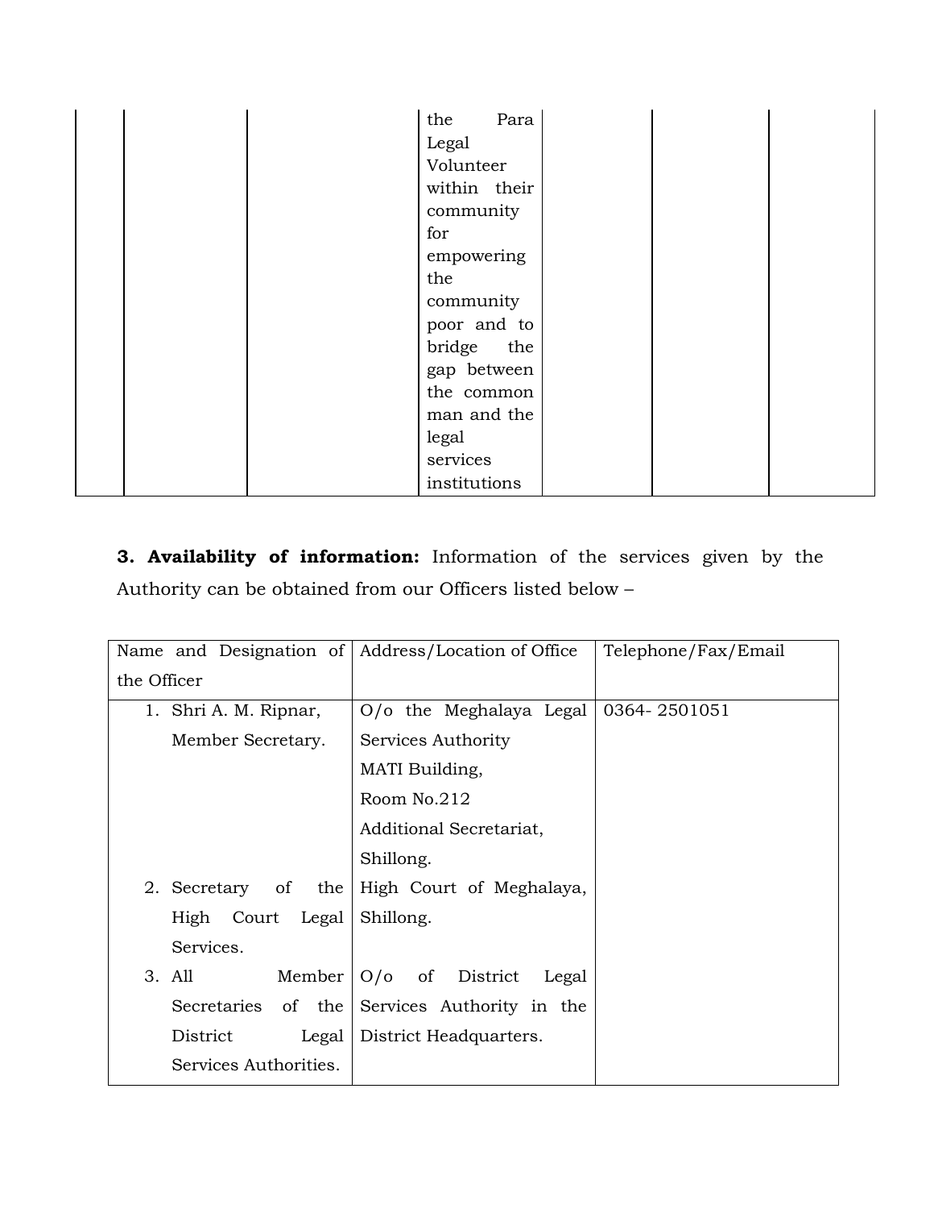|  |  |  | the Para Legal Volunteer within their community for empowering the community poor and to bridge the gap between the common man and the legal services institutions |  |  |  |
|---|---|---|---|---|---|---|

**3. Availability of information:** Information of the services given by the Authority can be obtained from our Officers listed below –

| Name and Designation of the Officer | Address/Location of Office | Telephone/Fax/Email |
|---|---|---|
| 1. Shri A. M. Ripnar, Member Secretary. | O/o the Meghalaya Legal Services Authority MATI Building, Room No.212 Additional Secretariat, Shillong. | 0364- 2501051 |
| 2. Secretary of the High Court Legal Services. | High Court of Meghalaya, Shillong. |  |
| 3. All Member Secretaries of the District Legal Services Authorities. | O/o of District Legal Services Authority in the District Headquarters. |  |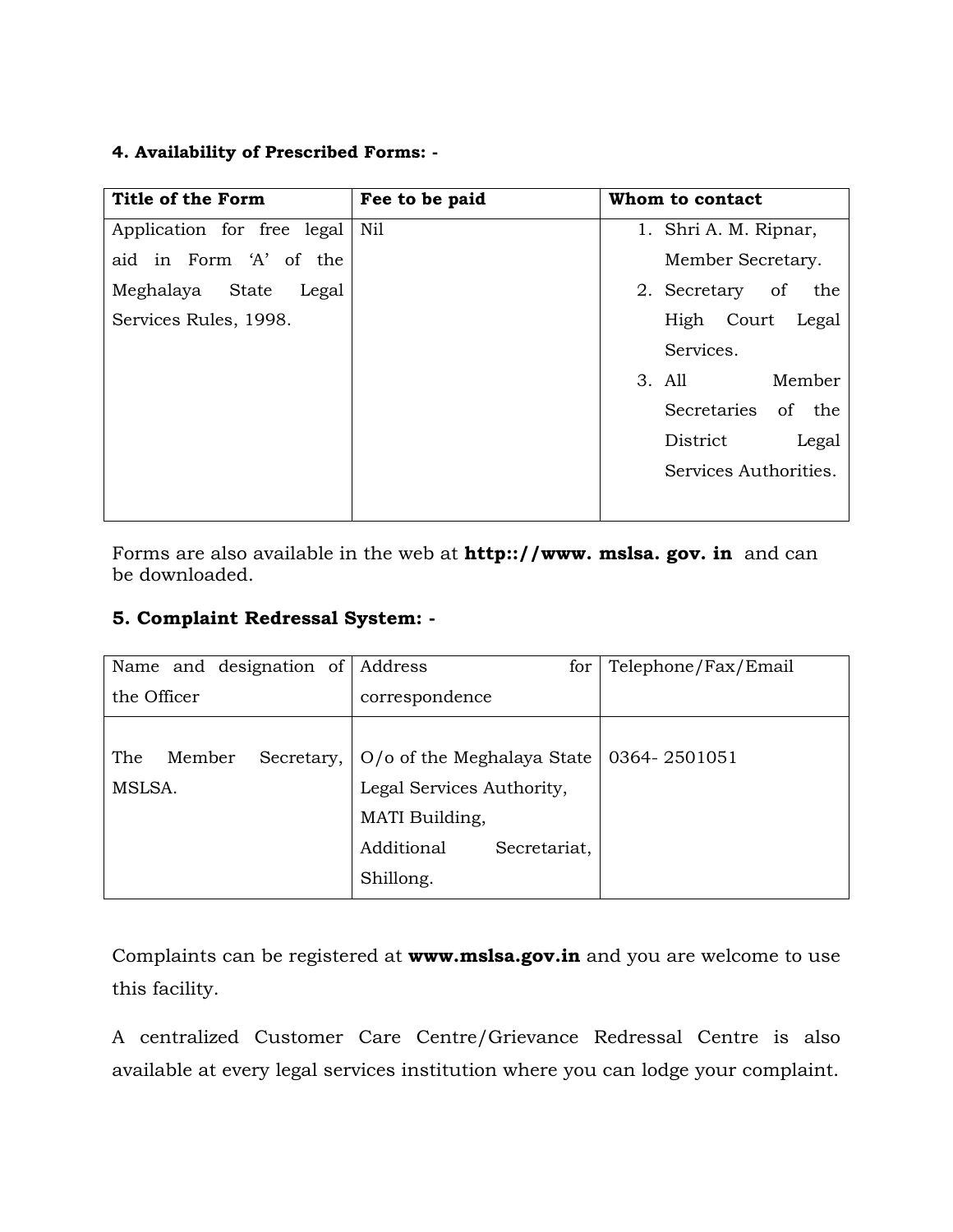**4. Availability of Prescribed Forms: -**

| **Title of the Form** | **Fee to be paid** | **Whom to contact** |
|---|---|---|
| Application for free legal aid in Form 'A' of the Meghalaya State Legal Services Rules, 1998. | Nil | 1. Shri A. M. Ripnar, Member Secretary. 2. Secretary of the High Court Legal Services. 3. All Member Secretaries of the District Legal Services Authorities. |

Forms are also available in the web at **http:://www. mslsa. gov. in** and can be downloaded.

**5. Complaint Redressal System: -**

| Name and designation of the Officer | Address for correspondence | Telephone/Fax/Email |
|---|---|---|
| The Member Secretary, MSLSA. | O/o of the Meghalaya State Legal Services Authority, MATI Building, Additional Secretariat, Shillong. | 0364- 2501051 |

Complaints can be registered at **www.mslsa.gov.in** and you are welcome to use this facility.

A centralized Customer Care Centre/Grievance Redressal Centre is also available at every legal services institution where you can lodge your complaint.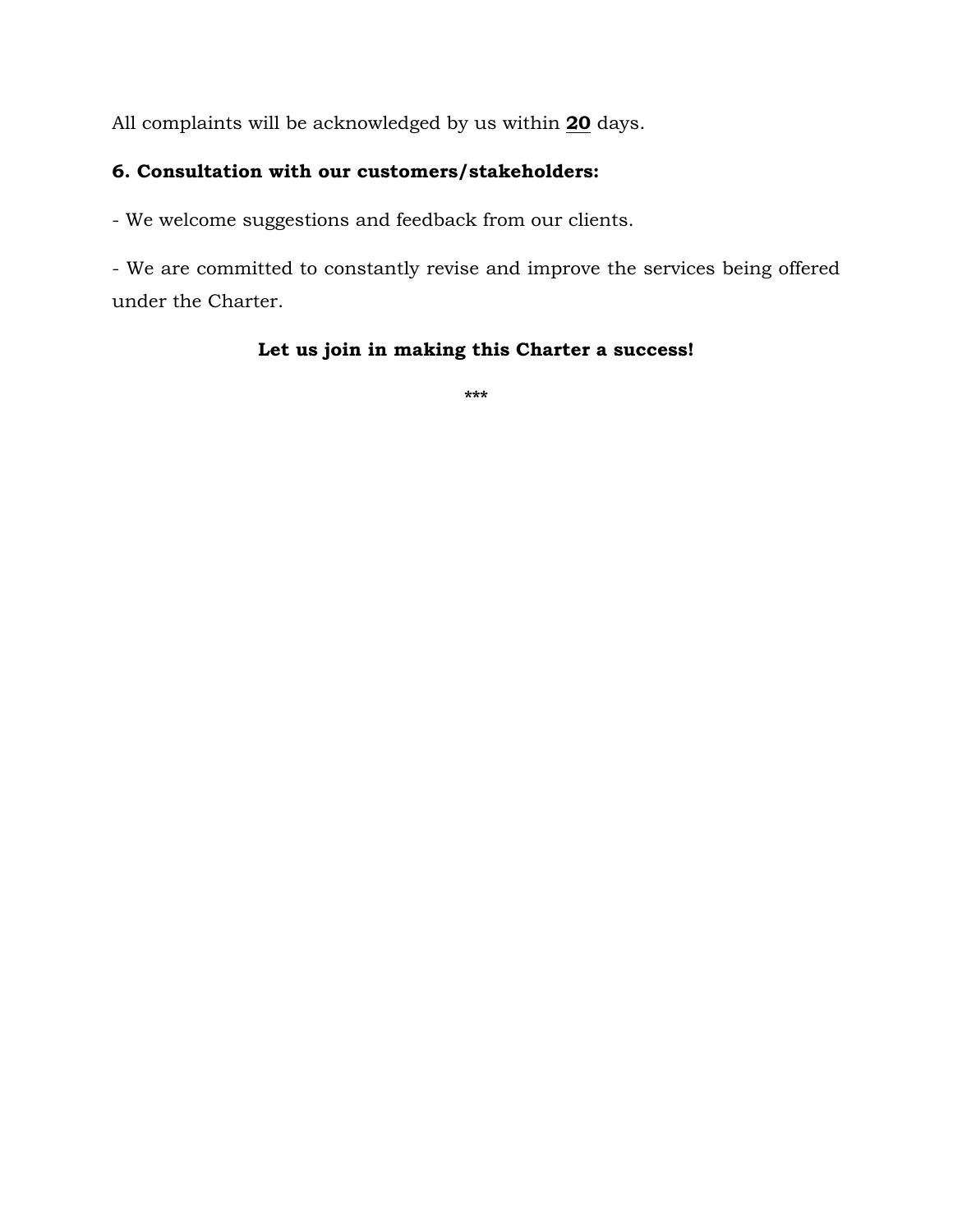All complaints will be acknowledged by us within **<u>20</u>** days.

**6. Consultation with our customers/stakeholders:**

- We welcome suggestions and feedback from our clients.

- We are committed to constantly revise and improve the services being offered under the Charter.

**Let us join in making this Charter a success!**

***